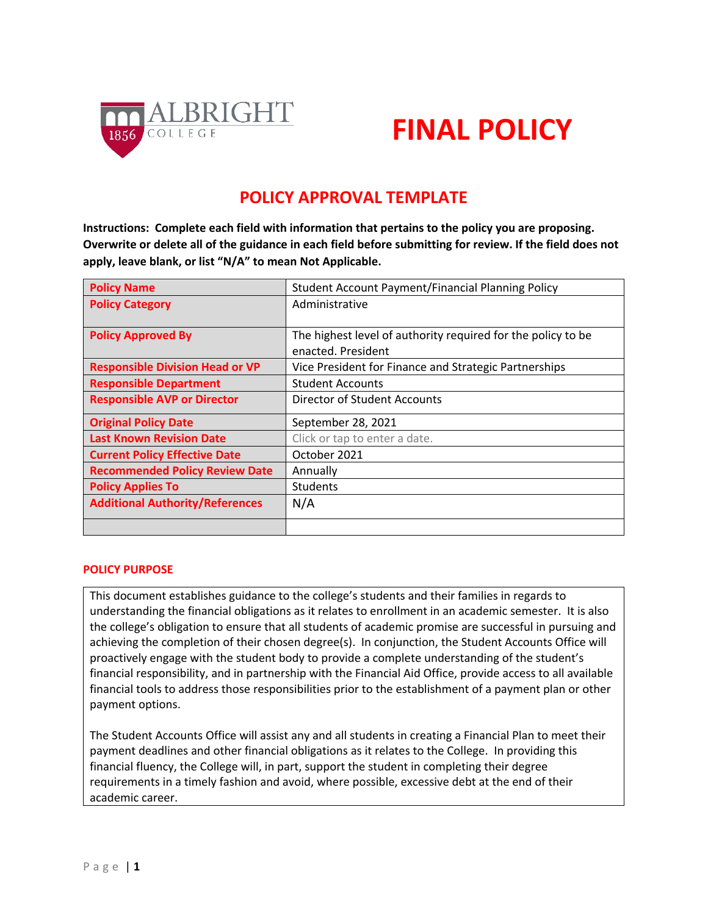ALBRIGHT COLLEGE 1856

# FINAL POLICY

## POLICY APPROVAL TEMPLATE

**Instructions: Complete each field with information that pertains to the policy you are proposing. Overwrite or delete all of the guidance in each field before submitting for review. If the field does not apply, leave blank, or list "N/A" to mean Not Applicable.**

| | |
|---|---|
| **Policy Name** | Student Account Payment/Financial Planning Policy |
| **Policy Category** | Administrative |
| **Policy Approved By** | The highest level of authority required for the policy to be enacted. President |
| **Responsible Division Head or VP** | Vice President for Finance and Strategic Partnerships |
| **Responsible Department** | Student Accounts |
| **Responsible AVP or Director** | Director of Student Accounts |
| **Original Policy Date** | September 28, 2021 |
| **Last Known Revision Date** | Click or tap to enter a date. |
| **Current Policy Effective Date** | October 2021 |
| **Recommended Policy Review Date** | Annually |
| **Policy Applies To** | Students |
| **Additional Authority/References** | N/A |
| | |

### POLICY PURPOSE

This document establishes guidance to the college's students and their families in regards to understanding the financial obligations as it relates to enrollment in an academic semester. It is also the college's obligation to ensure that all students of academic promise are successful in pursuing and achieving the completion of their chosen degree(s). In conjunction, the Student Accounts Office will proactively engage with the student body to provide a complete understanding of the student's financial responsibility, and in partnership with the Financial Aid Office, provide access to all available financial tools to address those responsibilities prior to the establishment of a payment plan or other payment options.

The Student Accounts Office will assist any and all students in creating a Financial Plan to meet their payment deadlines and other financial obligations as it relates to the College. In providing this financial fluency, the College will, in part, support the student in completing their degree requirements in a timely fashion and avoid, where possible, excessive debt at the end of their academic career.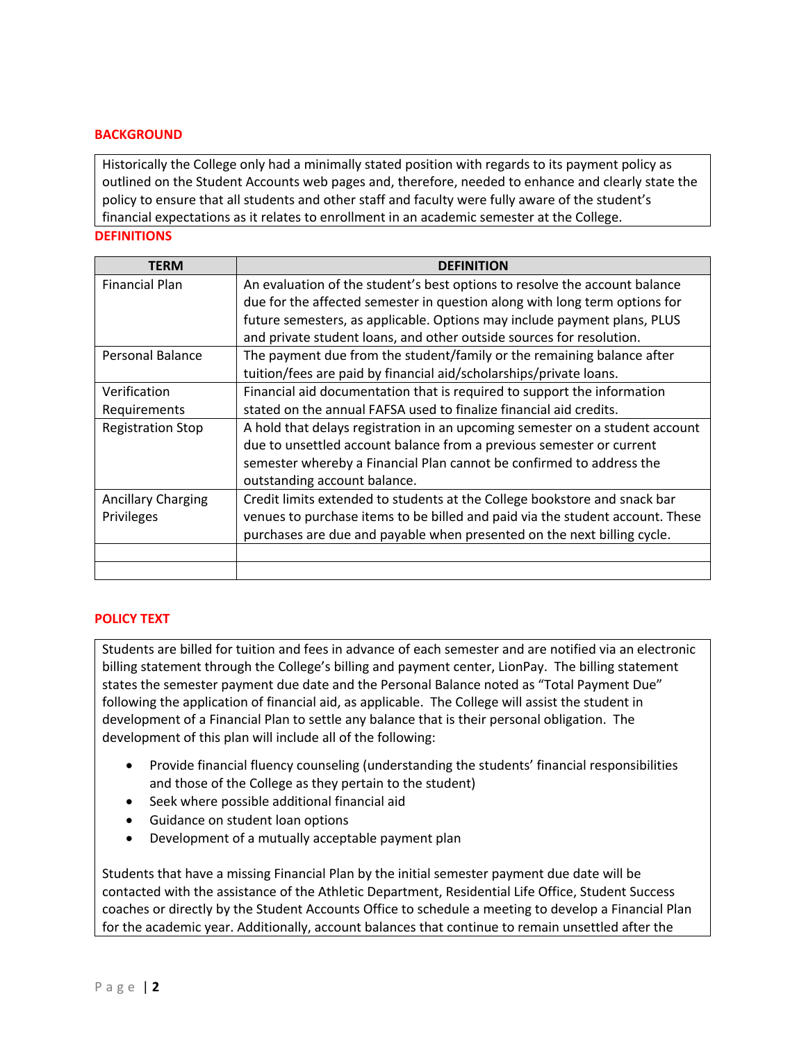## BACKGROUND

Historically the College only had a minimally stated position with regards to its payment policy as outlined on the Student Accounts web pages and, therefore, needed to enhance and clearly state the policy to ensure that all students and other staff and faculty were fully aware of the student's financial expectations as it relates to enrollment in an academic semester at the College.

## DEFINITIONS

| TERM | DEFINITION |
|---|---|
| Financial Plan | An evaluation of the student's best options to resolve the account balance due for the affected semester in question along with long term options for future semesters, as applicable. Options may include payment plans, PLUS and private student loans, and other outside sources for resolution. |
| Personal Balance | The payment due from the student/family or the remaining balance after tuition/fees are paid by financial aid/scholarships/private loans. |
| Verification Requirements | Financial aid documentation that is required to support the information stated on the annual FAFSA used to finalize financial aid credits. |
| Registration Stop | A hold that delays registration in an upcoming semester on a student account due to unsettled account balance from a previous semester or current semester whereby a Financial Plan cannot be confirmed to address the outstanding account balance. |
| Ancillary Charging Privileges | Credit limits extended to students at the College bookstore and snack bar venues to purchase items to be billed and paid via the student account. These purchases are due and payable when presented on the next billing cycle. |
| | |
| | |

## POLICY TEXT

Students are billed for tuition and fees in advance of each semester and are notified via an electronic billing statement through the College's billing and payment center, LionPay. The billing statement states the semester payment due date and the Personal Balance noted as "Total Payment Due" following the application of financial aid, as applicable. The College will assist the student in development of a Financial Plan to settle any balance that is their personal obligation. The development of this plan will include all of the following:

- Provide financial fluency counseling (understanding the students' financial responsibilities and those of the College as they pertain to the student)
- Seek where possible additional financial aid
- Guidance on student loan options
- Development of a mutually acceptable payment plan

Students that have a missing Financial Plan by the initial semester payment due date will be contacted with the assistance of the Athletic Department, Residential Life Office, Student Success coaches or directly by the Student Accounts Office to schedule a meeting to develop a Financial Plan for the academic year. Additionally, account balances that continue to remain unsettled after the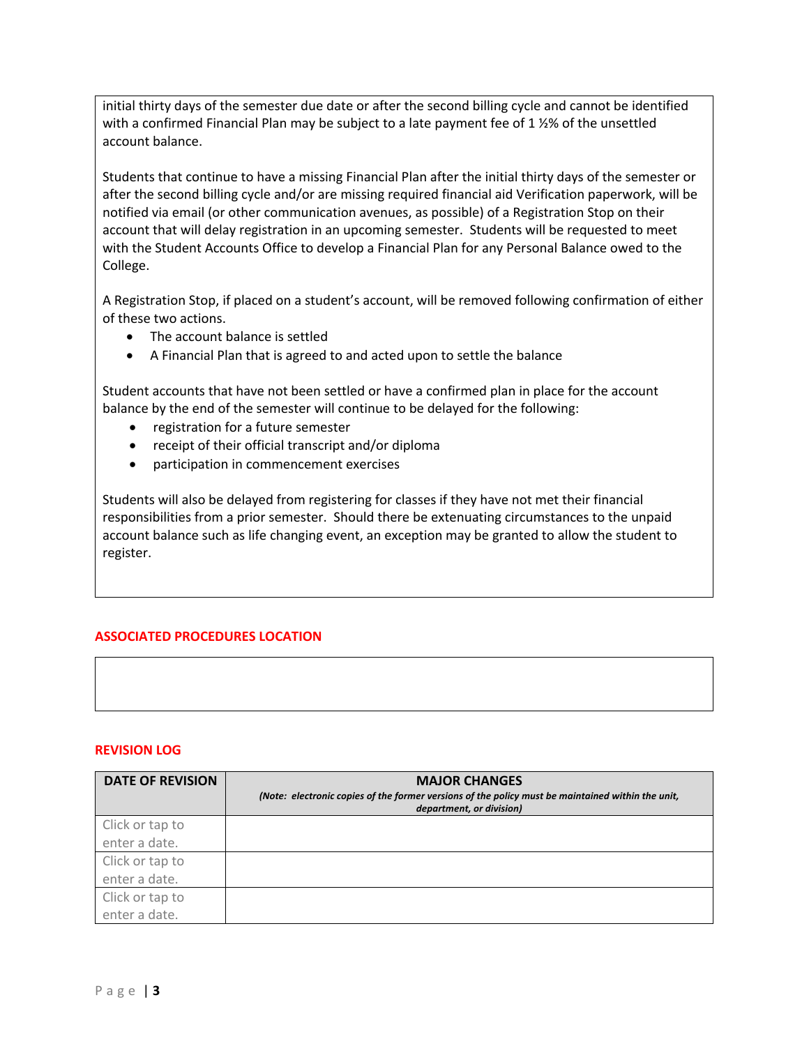initial thirty days of the semester due date or after the second billing cycle and cannot be identified with a confirmed Financial Plan may be subject to a late payment fee of 1 ½% of the unsettled account balance.

Students that continue to have a missing Financial Plan after the initial thirty days of the semester or after the second billing cycle and/or are missing required financial aid Verification paperwork, will be notified via email (or other communication avenues, as possible) of a Registration Stop on their account that will delay registration in an upcoming semester. Students will be requested to meet with the Student Accounts Office to develop a Financial Plan for any Personal Balance owed to the College.

A Registration Stop, if placed on a student's account, will be removed following confirmation of either of these two actions.

- The account balance is settled
- A Financial Plan that is agreed to and acted upon to settle the balance

Student accounts that have not been settled or have a confirmed plan in place for the account balance by the end of the semester will continue to be delayed for the following:

- registration for a future semester
- receipt of their official transcript and/or diploma
- participation in commencement exercises

Students will also be delayed from registering for classes if they have not met their financial responsibilities from a prior semester. Should there be extenuating circumstances to the unpaid account balance such as life changing event, an exception may be granted to allow the student to register.

## ASSOCIATED PROCEDURES LOCATION

## REVISION LOG

| DATE OF REVISION | MAJOR CHANGES *(Note: electronic copies of the former versions of the policy must be maintained within the unit, department, or division)* |
|---|---|
| Click or tap to enter a date. | |
| Click or tap to enter a date. | |
| Click or tap to enter a date. | |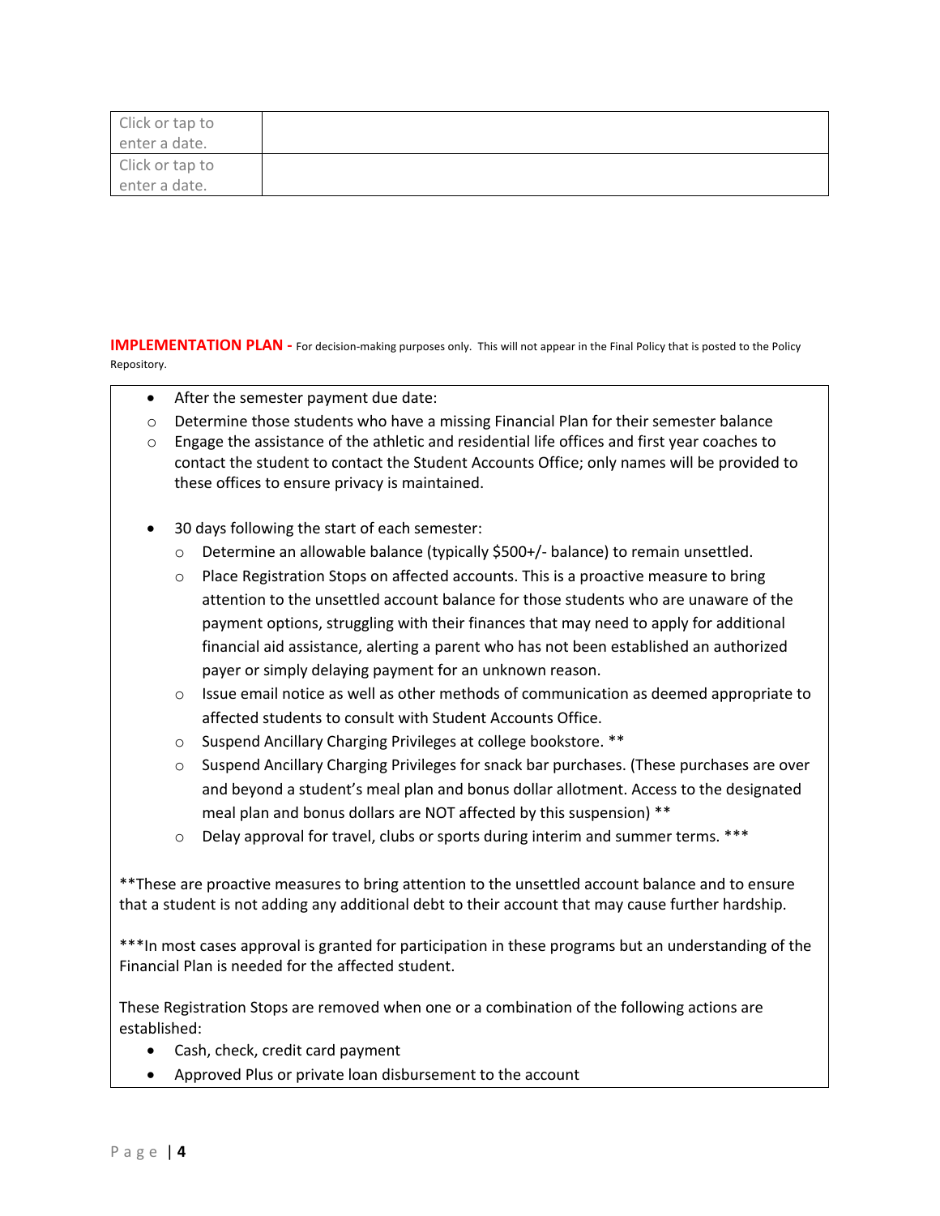| | |
|---|---|
| Click or tap to enter a date. | |
| Click or tap to enter a date. | |

**IMPLEMENTATION PLAN -** For decision-making purposes only. This will not appear in the Final Policy that is posted to the Policy Repository.

- After the semester payment due date:
  - Determine those students who have a missing Financial Plan for their semester balance
  - Engage the assistance of the athletic and residential life offices and first year coaches to contact the student to contact the Student Accounts Office; only names will be provided to these offices to ensure privacy is maintained.

- 30 days following the start of each semester:
  - Determine an allowable balance (typically $500+/- balance) to remain unsettled.
  - Place Registration Stops on affected accounts. This is a proactive measure to bring attention to the unsettled account balance for those students who are unaware of the payment options, struggling with their finances that may need to apply for additional financial aid assistance, alerting a parent who has not been established an authorized payer or simply delaying payment for an unknown reason.
  - Issue email notice as well as other methods of communication as deemed appropriate to affected students to consult with Student Accounts Office.
  - Suspend Ancillary Charging Privileges at college bookstore. **
  - Suspend Ancillary Charging Privileges for snack bar purchases. (These purchases are over and beyond a student's meal plan and bonus dollar allotment. Access to the designated meal plan and bonus dollars are NOT affected by this suspension) **
  - Delay approval for travel, clubs or sports during interim and summer terms. ***

**These are proactive measures to bring attention to the unsettled account balance and to ensure that a student is not adding any additional debt to their account that may cause further hardship.

***In most cases approval is granted for participation in these programs but an understanding of the Financial Plan is needed for the affected student.

These Registration Stops are removed when one or a combination of the following actions are established:

- Cash, check, credit card payment
- Approved Plus or private loan disbursement to the account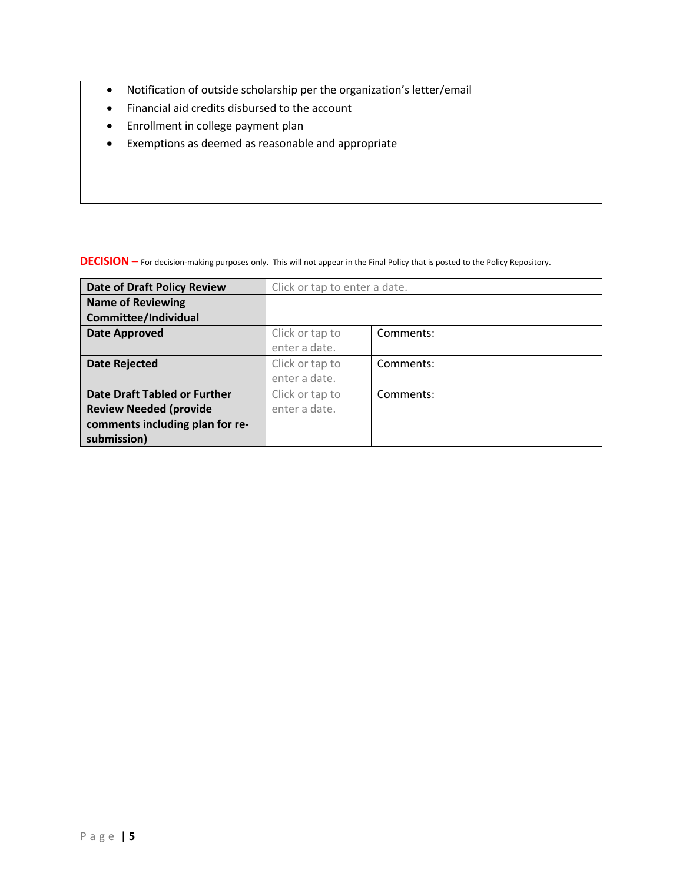- Notification of outside scholarship per the organization's letter/email
- Financial aid credits disbursed to the account
- Enrollment in college payment plan
- Exemptions as deemed as reasonable and appropriate

**DECISION –** For decision-making purposes only. This will not appear in the Final Policy that is posted to the Policy Repository.

| | | |
|---|---|---|
| **Date of Draft Policy Review** | Click or tap to enter a date. | |
| **Name of Reviewing Committee/Individual** | | |
| **Date Approved** | Click or tap to enter a date. | Comments: |
| **Date Rejected** | Click or tap to enter a date. | Comments: |
| **Date Draft Tabled or Further Review Needed (provide comments including plan for re-submission)** | Click or tap to enter a date. | Comments: |